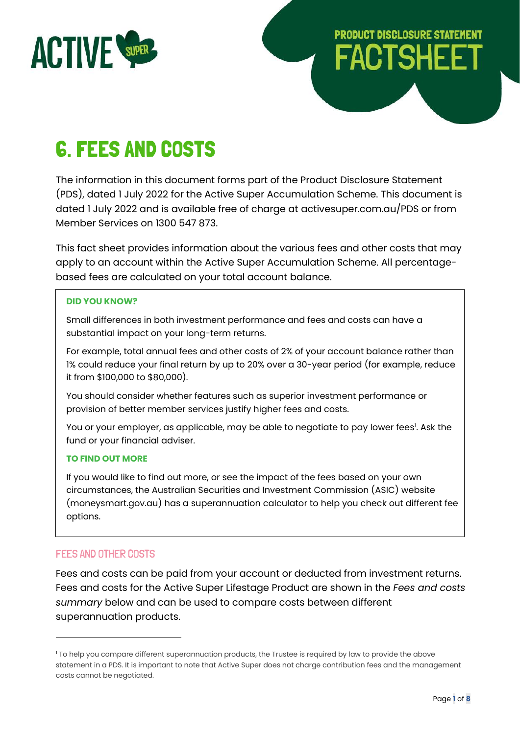ACTIVE SUPER

PRODUCT DISCLOSURE STATEMENT

# FACTSHEET

# 6. FEES AND COSTS

The information in this document forms part of the Product Disclosure Statement (PDS), dated 1 July 2022 for the Active Super Accumulation Scheme. This document is dated 1 July 2022 and is available free of charge at activesuper.com.au/PDS or from Member Services on 1300 547 873.

This fact sheet provides information about the various fees and other costs that may apply to an account within the Active Super Accumulation Scheme. All percentage-based fees are calculated on your total account balance.

> **DID YOU KNOW?**
>
> Small differences in both investment performance and fees and costs can have a substantial impact on your long-term returns.
>
> For example, total annual fees and other costs of 2% of your account balance rather than 1% could reduce your final return by up to 20% over a 30-year period (for example, reduce it from $100,000 to $80,000).
>
> You should consider whether features such as superior investment performance or provision of better member services justify higher fees and costs.
>
> You or your employer, as applicable, may be able to negotiate to pay lower fees[1]. Ask the fund or your financial adviser.
>
> **TO FIND OUT MORE**
>
> If you would like to find out more, or see the impact of the fees based on your own circumstances, the Australian Securities and Investment Commission (ASIC) website (moneysmart.gov.au) has a superannuation calculator to help you check out different fee options.

## FEES AND OTHER COSTS

Fees and costs can be paid from your account or deducted from investment returns. Fees and costs for the Active Super Lifestage Product are shown in the *Fees and costs summary* below and can be used to compare costs between different superannuation products.

---

[1] To help you compare different superannuation products, the Trustee is required by law to provide the above statement in a PDS. It is important to note that Active Super does not charge contribution fees and the management costs cannot be negotiated.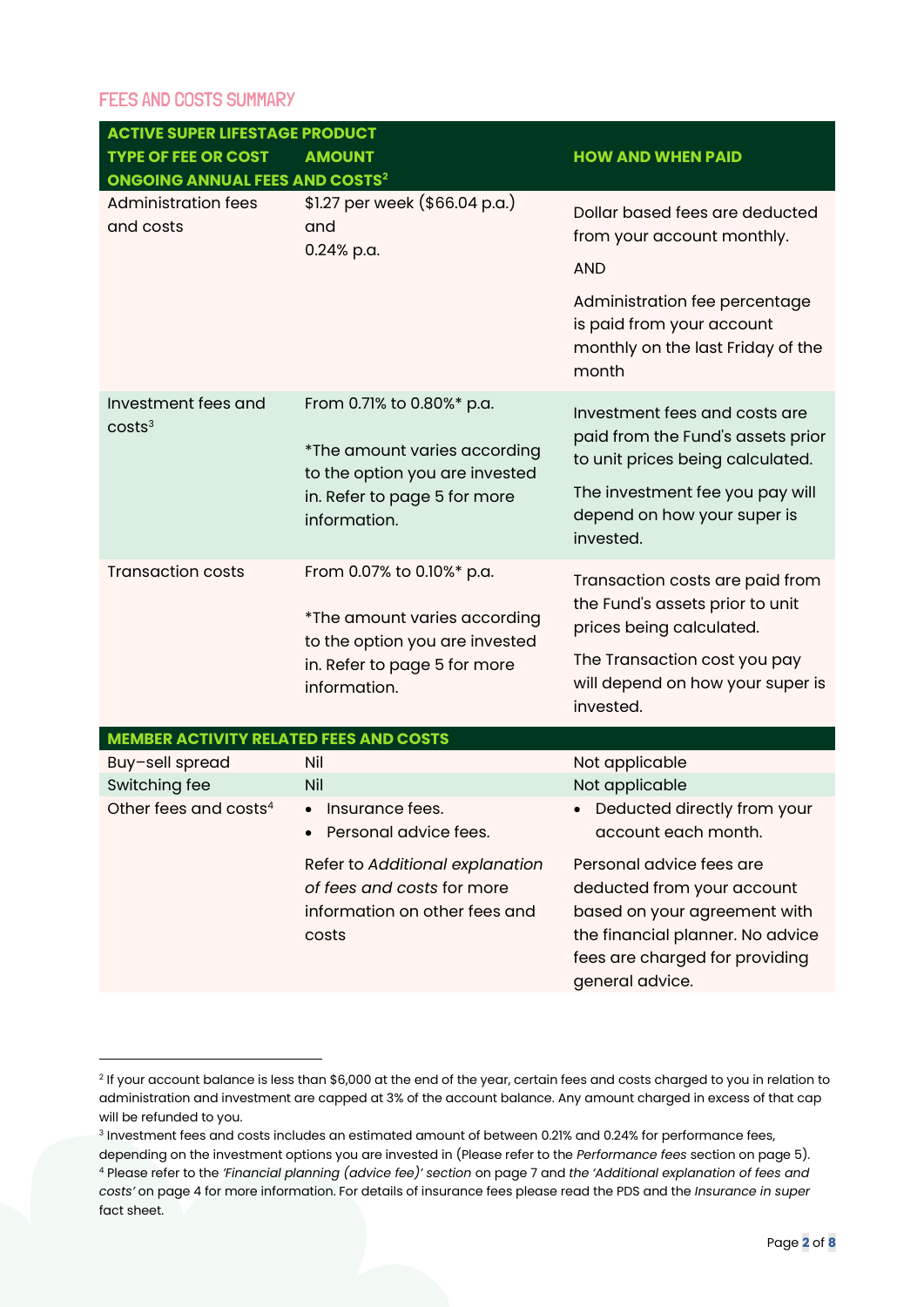## FEES AND COSTS SUMMARY

| ACTIVE SUPER LIFESTAGE PRODUCT<br>TYPE OF FEE OR COST | AMOUNT | HOW AND WHEN PAID |
|---|---|---|
| **ONGOING ANNUAL FEES AND COSTS[2]** | | |
| Administration fees and costs | $1.27 per week ($66.04 p.a.) and 0.24% p.a. | Dollar based fees are deducted from your account monthly.<br>AND<br>Administration fee percentage is paid from your account monthly on the last Friday of the month |
| Investment fees and costs[3] | From 0.71% to 0.80%* p.a.<br><br>*The amount varies according to the option you are invested in. Refer to page 5 for more information. | Investment fees and costs are paid from the Fund's assets prior to unit prices being calculated.<br>The investment fee you pay will depend on how your super is invested. |
| Transaction costs | From 0.07% to 0.10%* p.a.<br><br>*The amount varies according to the option you are invested in. Refer to page 5 for more information. | Transaction costs are paid from the Fund's assets prior to unit prices being calculated.<br>The Transaction cost you pay will depend on how your super is invested. |
| **MEMBER ACTIVITY RELATED FEES AND COSTS** | | |
| Buy–sell spread | Nil | Not applicable |
| Switching fee | Nil | Not applicable |
| Other fees and costs[4] | • Insurance fees.<br>• Personal advice fees.<br><br>Refer to *Additional explanation of fees and costs* for more information on other fees and costs | • Deducted directly from your account each month.<br><br>Personal advice fees are deducted from your account based on your agreement with the financial planner. No advice fees are charged for providing general advice. |

[2] If your account balance is less than $6,000 at the end of the year, certain fees and costs charged to you in relation to administration and investment are capped at 3% of the account balance. Any amount charged in excess of that cap will be refunded to you.

[3] Investment fees and costs includes an estimated amount of between 0.21% and 0.24% for performance fees, depending on the investment options you are invested in (Please refer to the *Performance fees* section on page 5).

[4] Please refer to the *'Financial planning (advice fee)' section* on page 7 and *the 'Additional explanation of fees and costs'* on page 4 for more information. For details of insurance fees please read the PDS and the *Insurance in super* fact sheet.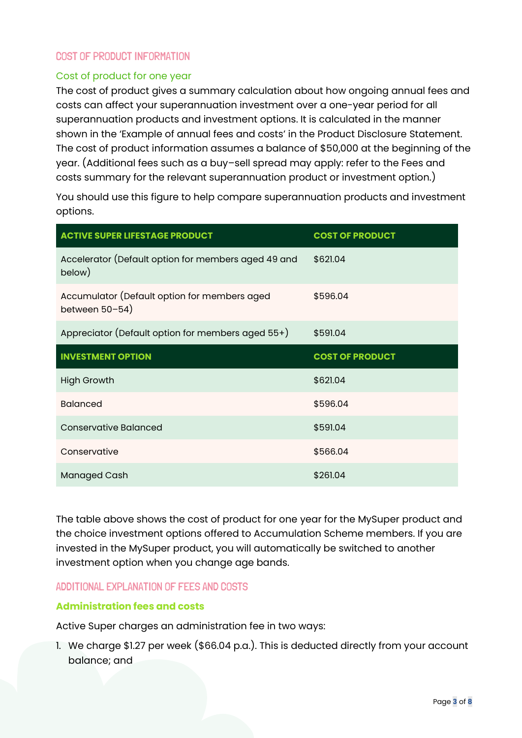## COST OF PRODUCT INFORMATION

### Cost of product for one year

The cost of product gives a summary calculation about how ongoing annual fees and costs can affect your superannuation investment over a one-year period for all superannuation products and investment options. It is calculated in the manner shown in the 'Example of annual fees and costs' in the Product Disclosure Statement. The cost of product information assumes a balance of $50,000 at the beginning of the year. (Additional fees such as a buy–sell spread may apply: refer to the Fees and costs summary for the relevant superannuation product or investment option.)

You should use this figure to help compare superannuation products and investment options.

| ACTIVE SUPER LIFESTAGE PRODUCT | COST OF PRODUCT |
|---|---|
| Accelerator (Default option for members aged 49 and below) | $621.04 |
| Accumulator (Default option for members aged between 50–54) | $596.04 |
| Appreciator (Default option for members aged 55+) | $591.04 |
| **INVESTMENT OPTION** | **COST OF PRODUCT** |
| High Growth | $621.04 |
| Balanced | $596.04 |
| Conservative Balanced | $591.04 |
| Conservative | $566.04 |
| Managed Cash | $261.04 |

The table above shows the cost of product for one year for the MySuper product and the choice investment options offered to Accumulation Scheme members. If you are invested in the MySuper product, you will automatically be switched to another investment option when you change age bands.

## ADDITIONAL EXPLANATION OF FEES AND COSTS

### Administration fees and costs

Active Super charges an administration fee in two ways:

1. We charge $1.27 per week ($66.04 p.a.). This is deducted directly from your account balance; and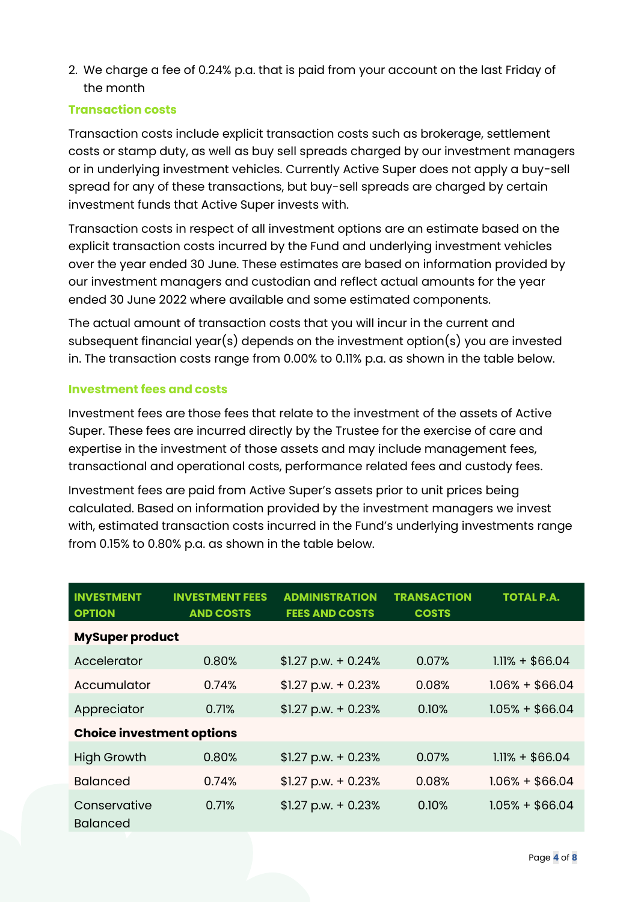2. We charge a fee of 0.24% p.a. that is paid from your account on the last Friday of the month

### Transaction costs

Transaction costs include explicit transaction costs such as brokerage, settlement costs or stamp duty, as well as buy sell spreads charged by our investment managers or in underlying investment vehicles. Currently Active Super does not apply a buy-sell spread for any of these transactions, but buy-sell spreads are charged by certain investment funds that Active Super invests with.

Transaction costs in respect of all investment options are an estimate based on the explicit transaction costs incurred by the Fund and underlying investment vehicles over the year ended 30 June. These estimates are based on information provided by our investment managers and custodian and reflect actual amounts for the year ended 30 June 2022 where available and some estimated components.

The actual amount of transaction costs that you will incur in the current and subsequent financial year(s) depends on the investment option(s) you are invested in. The transaction costs range from 0.00% to 0.11% p.a. as shown in the table below.

### Investment fees and costs

Investment fees are those fees that relate to the investment of the assets of Active Super. These fees are incurred directly by the Trustee for the exercise of care and expertise in the investment of those assets and may include management fees, transactional and operational costs, performance related fees and custody fees.

Investment fees are paid from Active Super's assets prior to unit prices being calculated. Based on information provided by the investment managers we invest with, estimated transaction costs incurred in the Fund's underlying investments range from 0.15% to 0.80% p.a. as shown in the table below.

| INVESTMENT OPTION | INVESTMENT FEES AND COSTS | ADMINISTRATION FEES AND COSTS | TRANSACTION COSTS | TOTAL P.A. |
|---|---|---|---|---|
| **MySuper product** | | | | |
| Accelerator | 0.80% | $1.27 p.w. + 0.24% | 0.07% | 1.11% + $66.04 |
| Accumulator | 0.74% | $1.27 p.w. + 0.23% | 0.08% | 1.06% + $66.04 |
| Appreciator | 0.71% | $1.27 p.w. + 0.23% | 0.10% | 1.05% + $66.04 |
| **Choice investment options** | | | | |
| High Growth | 0.80% | $1.27 p.w. + 0.23% | 0.07% | 1.11% + $66.04 |
| Balanced | 0.74% | $1.27 p.w. + 0.23% | 0.08% | 1.06% + $66.04 |
| Conservative Balanced | 0.71% | $1.27 p.w. + 0.23% | 0.10% | 1.05% + $66.04 |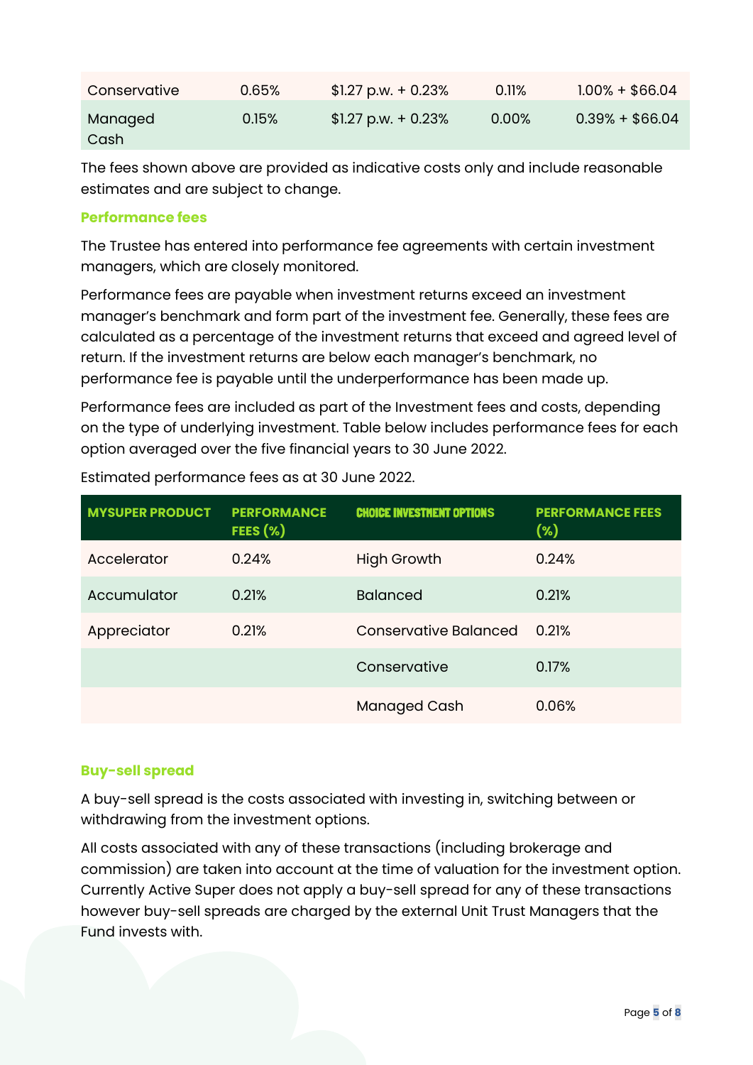| | | | | |
|---|---|---|---|---|
| Conservative | 0.65% | $1.27 p.w. + 0.23% | 0.11% | 1.00% + $66.04 |
| Managed Cash | 0.15% | $1.27 p.w. + 0.23% | 0.00% | 0.39% + $66.04 |

The fees shown above are provided as indicative costs only and include reasonable estimates and are subject to change.

### Performance fees

The Trustee has entered into performance fee agreements with certain investment managers, which are closely monitored.

Performance fees are payable when investment returns exceed an investment manager's benchmark and form part of the investment fee. Generally, these fees are calculated as a percentage of the investment returns that exceed and agreed level of return. If the investment returns are below each manager's benchmark, no performance fee is payable until the underperformance has been made up.

Performance fees are included as part of the Investment fees and costs, depending on the type of underlying investment. Table below includes performance fees for each option averaged over the five financial years to 30 June 2022.

Estimated performance fees as at 30 June 2022.

| MYSUPER PRODUCT | PERFORMANCE FEES (%) | CHOICE INVESTMENT OPTIONS | PERFORMANCE FEES (%) |
|---|---|---|---|
| Accelerator | 0.24% | High Growth | 0.24% |
| Accumulator | 0.21% | Balanced | 0.21% |
| Appreciator | 0.21% | Conservative Balanced | 0.21% |
| | | Conservative | 0.17% |
| | | Managed Cash | 0.06% |

### Buy-sell spread

A buy-sell spread is the costs associated with investing in, switching between or withdrawing from the investment options.

All costs associated with any of these transactions (including brokerage and commission) are taken into account at the time of valuation for the investment option. Currently Active Super does not apply a buy-sell spread for any of these transactions however buy-sell spreads are charged by the external Unit Trust Managers that the Fund invests with.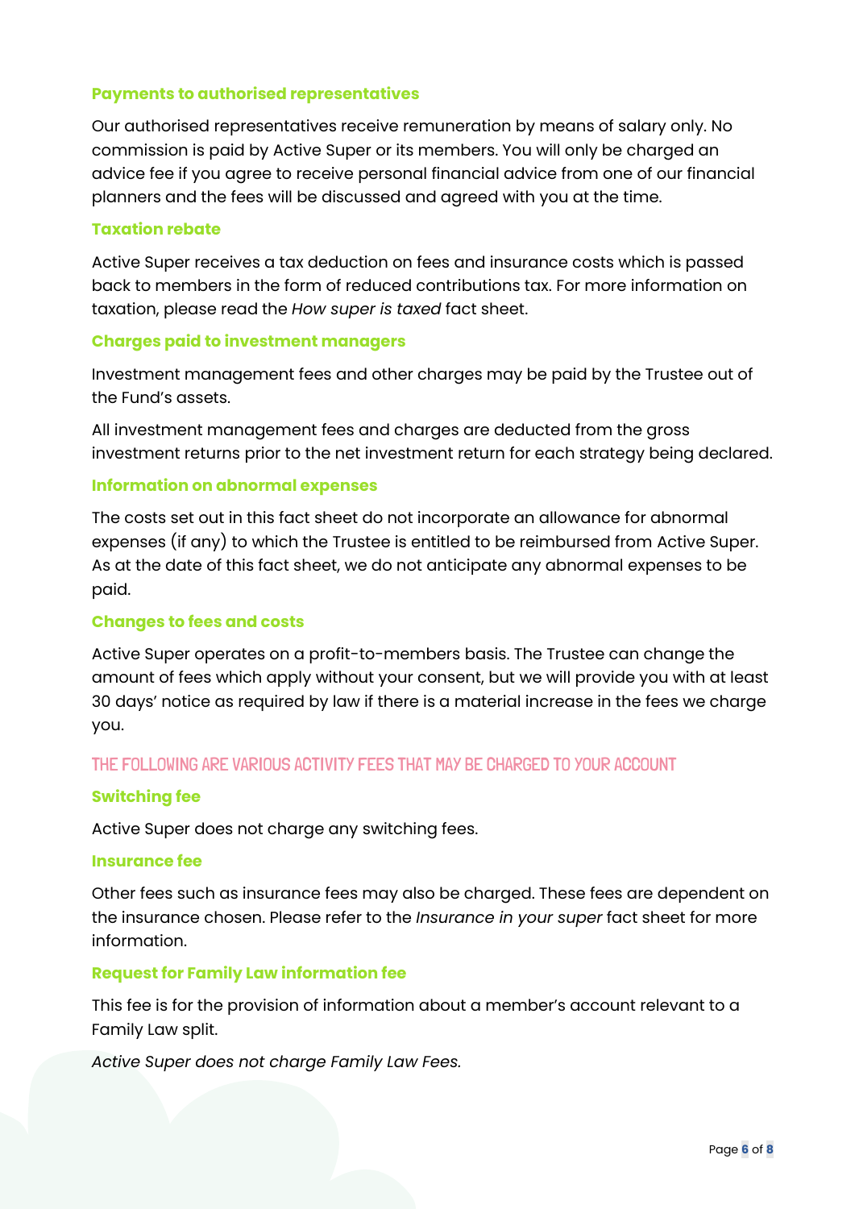### Payments to authorised representatives

Our authorised representatives receive remuneration by means of salary only. No commission is paid by Active Super or its members. You will only be charged an advice fee if you agree to receive personal financial advice from one of our financial planners and the fees will be discussed and agreed with you at the time.

### Taxation rebate

Active Super receives a tax deduction on fees and insurance costs which is passed back to members in the form of reduced contributions tax. For more information on taxation, please read the *How super is taxed* fact sheet.

### Charges paid to investment managers

Investment management fees and other charges may be paid by the Trustee out of the Fund's assets.

All investment management fees and charges are deducted from the gross investment returns prior to the net investment return for each strategy being declared.

### Information on abnormal expenses

The costs set out in this fact sheet do not incorporate an allowance for abnormal expenses (if any) to which the Trustee is entitled to be reimbursed from Active Super. As at the date of this fact sheet, we do not anticipate any abnormal expenses to be paid.

### Changes to fees and costs

Active Super operates on a profit-to-members basis. The Trustee can change the amount of fees which apply without your consent, but we will provide you with at least 30 days' notice as required by law if there is a material increase in the fees we charge you.

## THE FOLLOWING ARE VARIOUS ACTIVITY FEES THAT MAY BE CHARGED TO YOUR ACCOUNT

### Switching fee

Active Super does not charge any switching fees.

### Insurance fee

Other fees such as insurance fees may also be charged. These fees are dependent on the insurance chosen. Please refer to the *Insurance in your super* fact sheet for more information.

### Request for Family Law information fee

This fee is for the provision of information about a member's account relevant to a Family Law split.

*Active Super does not charge Family Law Fees.*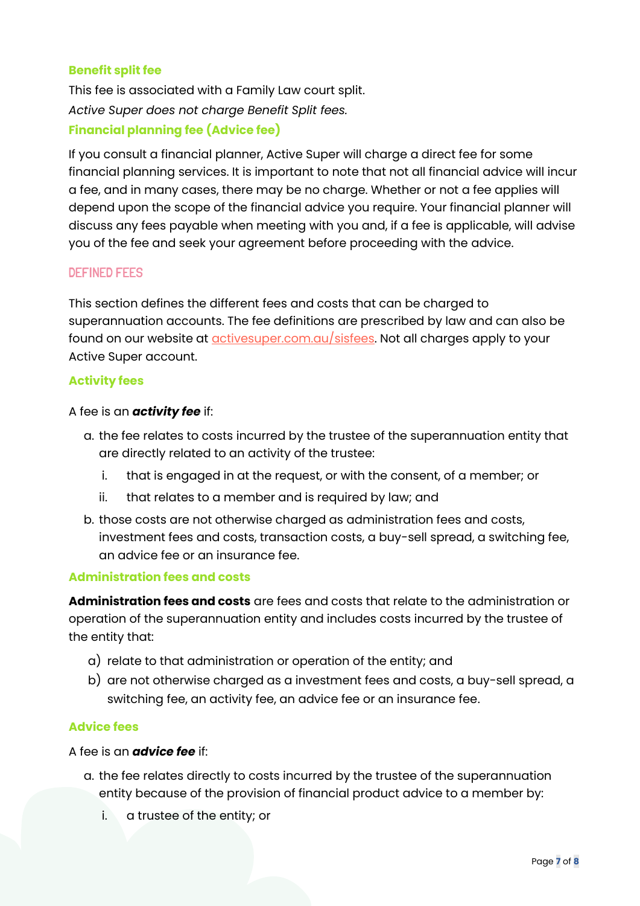### Benefit split fee

This fee is associated with a Family Law court split.

*Active Super does not charge Benefit Split fees.*

### Financial planning fee (Advice fee)

If you consult a financial planner, Active Super will charge a direct fee for some financial planning services. It is important to note that not all financial advice will incur a fee, and in many cases, there may be no charge. Whether or not a fee applies will depend upon the scope of the financial advice you require. Your financial planner will discuss any fees payable when meeting with you and, if a fee is applicable, will advise you of the fee and seek your agreement before proceeding with the advice.

## DEFINED FEES

This section defines the different fees and costs that can be charged to superannuation accounts. The fee definitions are prescribed by law and can also be found on our website at activesuper.com.au/sisfees. Not all charges apply to your Active Super account.

### Activity fees

A fee is an ***activity fee*** if:

a. the fee relates to costs incurred by the trustee of the superannuation entity that are directly related to an activity of the trustee:
   i. that is engaged in at the request, or with the consent, of a member; or
   ii. that relates to a member and is required by law; and
b. those costs are not otherwise charged as administration fees and costs, investment fees and costs, transaction costs, a buy-sell spread, a switching fee, an advice fee or an insurance fee.

### Administration fees and costs

**Administration fees and costs** are fees and costs that relate to the administration or operation of the superannuation entity and includes costs incurred by the trustee of the entity that:

a) relate to that administration or operation of the entity; and
b) are not otherwise charged as a investment fees and costs, a buy-sell spread, a switching fee, an activity fee, an advice fee or an insurance fee.

### Advice fees

A fee is an ***advice fee*** if:

a. the fee relates directly to costs incurred by the trustee of the superannuation entity because of the provision of financial product advice to a member by:
   i. a trustee of the entity; or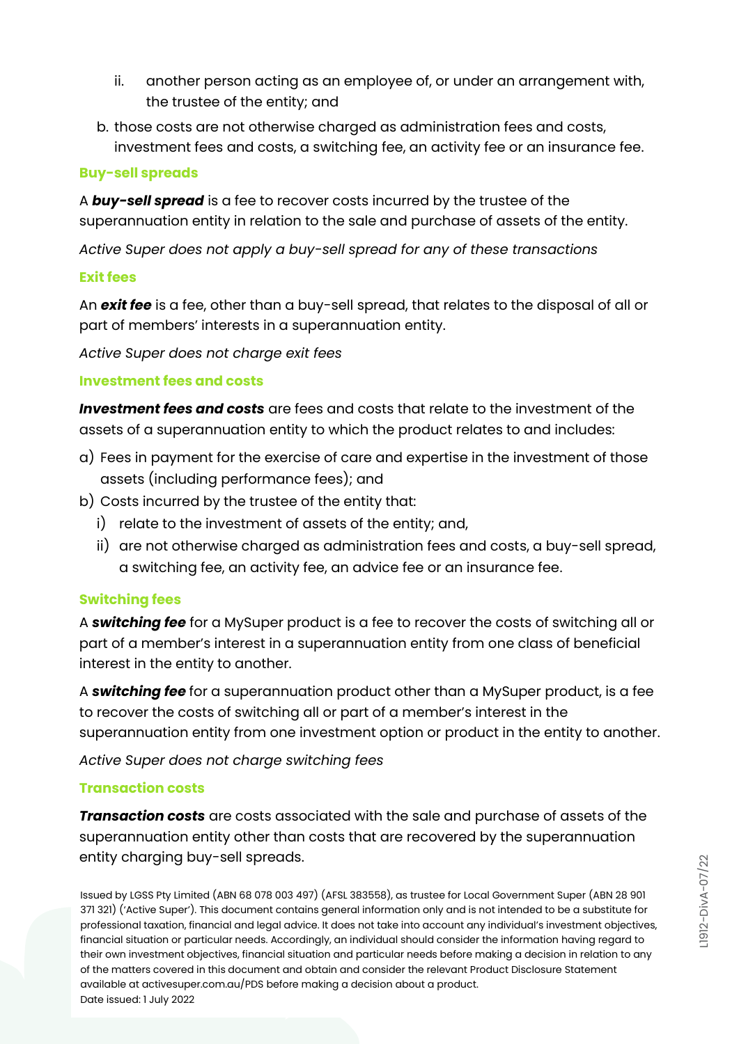ii. another person acting as an employee of, or under an arrangement with, the trustee of the entity; and

b. those costs are not otherwise charged as administration fees and costs, investment fees and costs, a switching fee, an activity fee or an insurance fee.

### Buy-sell spreads

A ***buy-sell spread*** is a fee to recover costs incurred by the trustee of the superannuation entity in relation to the sale and purchase of assets of the entity.

*Active Super does not apply a buy-sell spread for any of these transactions*

### Exit fees

An ***exit fee*** is a fee, other than a buy-sell spread, that relates to the disposal of all or part of members' interests in a superannuation entity.

*Active Super does not charge exit fees*

### Investment fees and costs

***Investment fees and costs*** are fees and costs that relate to the investment of the assets of a superannuation entity to which the product relates to and includes:

a) Fees in payment for the exercise of care and expertise in the investment of those assets (including performance fees); and

b) Costs incurred by the trustee of the entity that:

   i) relate to the investment of assets of the entity; and,

   ii) are not otherwise charged as administration fees and costs, a buy-sell spread, a switching fee, an activity fee, an advice fee or an insurance fee.

### Switching fees

A ***switching fee*** for a MySuper product is a fee to recover the costs of switching all or part of a member's interest in a superannuation entity from one class of beneficial interest in the entity to another.

A ***switching fee*** for a superannuation product other than a MySuper product, is a fee to recover the costs of switching all or part of a member's interest in the superannuation entity from one investment option or product in the entity to another.

*Active Super does not charge switching fees*

### Transaction costs

***Transaction costs*** are costs associated with the sale and purchase of assets of the superannuation entity other than costs that are recovered by the superannuation entity charging buy-sell spreads.

Issued by LGSS Pty Limited (ABN 68 078 003 497) (AFSL 383558), as trustee for Local Government Super (ABN 28 901 371 321) ('Active Super'). This document contains general information only and is not intended to be a substitute for professional taxation, financial and legal advice. It does not take into account any individual's investment objectives, financial situation or particular needs. Accordingly, an individual should consider the information having regard to their own investment objectives, financial situation and particular needs before making a decision in relation to any of the matters covered in this document and obtain and consider the relevant Product Disclosure Statement available at activesuper.com.au/PDS before making a decision about a product.
Date issued: 1 July 2022

L1912-DivA-07/22